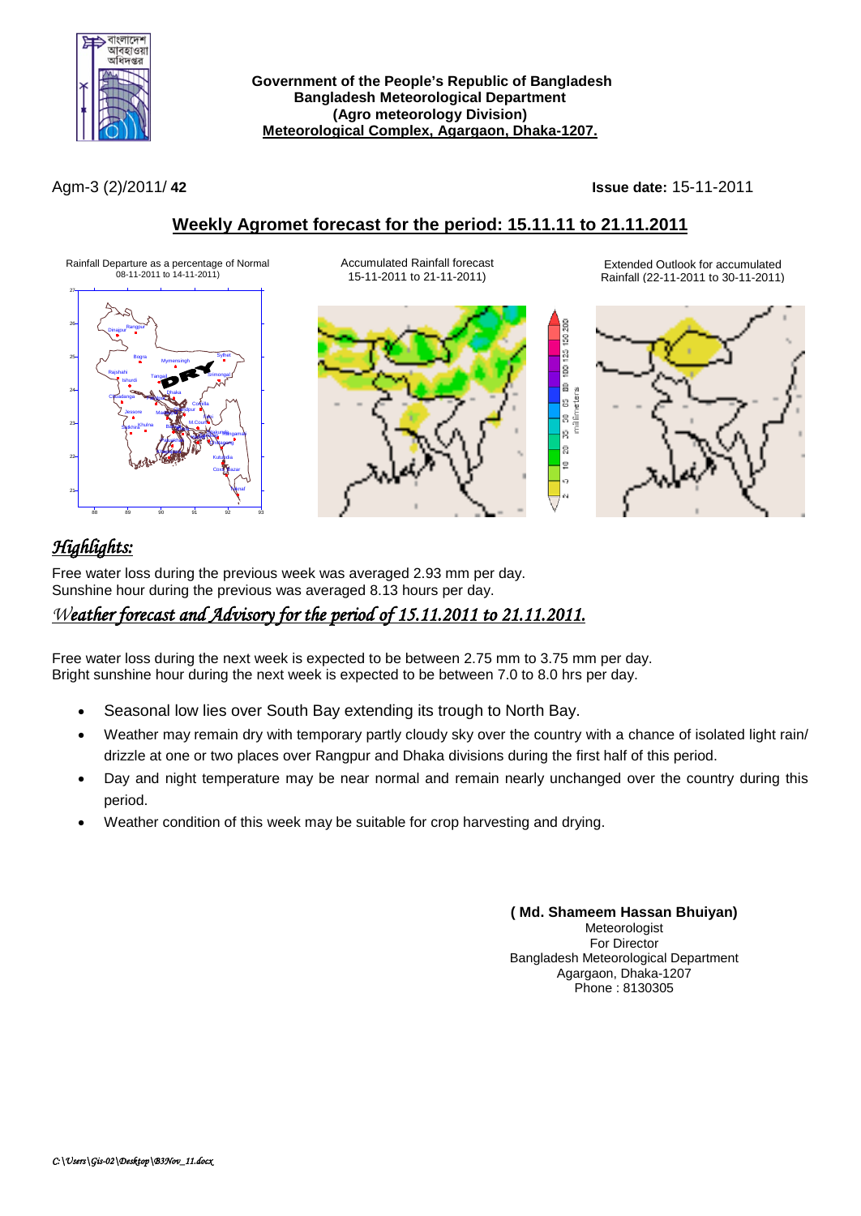**Government of the People's Republic of Bangladesh**
**Bangladesh Meteorological Department**
**(Agro meteorology Division)**
**Meteorological Complex, Agargaon, Dhaka-1207.**

Agm-3 (2)/2011/ **42** **Issue date:** 15-11-2011

## Weekly Agromet forecast for the period: 15.11.11 to 21.11.2011

Rainfall Departure as a percentage of Normal 08-11-2011 to 14-11-2011)

Accumulated Rainfall forecast 15-11-2011 to 21-11-2011)

Extended Outlook for accumulated Rainfall (22-11-2011 to 30-11-2011)

## *Highlights:*

Free water loss during the previous week was averaged 2.93 mm per day.
Sunshine hour during the previous was averaged 8.13 hours per day.

## *Weather forecast and Advisory for the period of 15.11.2011 to 21.11.2011.*

Free water loss during the next week is expected to be between 2.75 mm to 3.75 mm per day.
Bright sunshine hour during the next week is expected to be between 7.0 to 8.0 hrs per day.

- Seasonal low lies over South Bay extending its trough to North Bay.
- Weather may remain dry with temporary partly cloudy sky over the country with a chance of isolated light rain/ drizzle at one or two places over Rangpur and Dhaka divisions during the first half of this period.
- Day and night temperature may be near normal and remain nearly unchanged over the country during this period.
- Weather condition of this week may be suitable for crop harvesting and drying.

**( Md. Shameem Hassan Bhuiyan)**
Meteorologist
For Director
Bangladesh Meteorological Department
Agargaon, Dhaka-1207
Phone : 8130305

*C:\Users\Gis-02\Desktop\B3Nov_11.docx*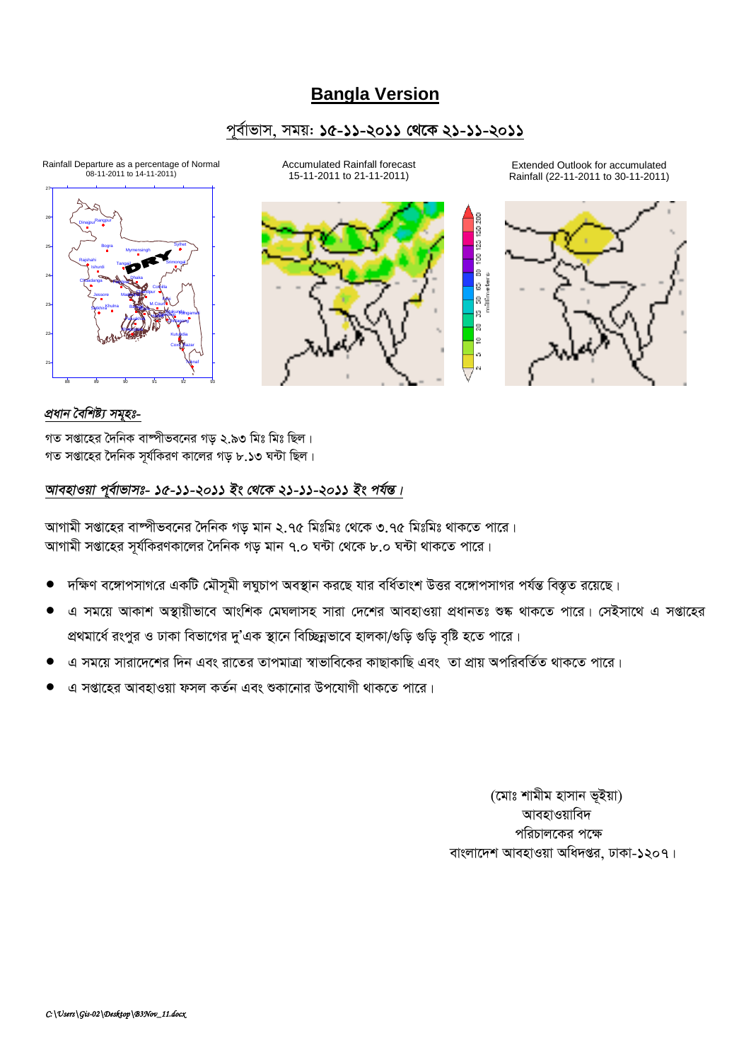# Bangla Version

## পূর্বাভাস, সময়ঃ ১৫-১১-২০১১ থেকে ২১-১১-২০১১

Rainfall Departure as a percentage of Normal 08-11-2011 to 14-11-2011)

Accumulated Rainfall forecast 15-11-2011 to 21-11-2011)

Extended Outlook for accumulated Rainfall (22-11-2011 to 30-11-2011)

***প্রধান বৈশিষ্ট্য সমূহঃ-***

গত সপ্তাহের দৈনিক বাষ্পীভবনের গড় ২.৯৩ মিঃ মিঃ ছিল।
গত সপ্তাহের দৈনিক সূর্যকিরণ কালের গড় ৮.১৩ ঘন্টা ছিল।

***আবহাওয়া পূর্বাভাসঃ- ১৫-১১-২০১১ ইং থেকে ২১-১১-২০১১ ইং পর্যন্ত।***

আগামী সপ্তাহের বাষ্পীভবনের দৈনিক গড় মান ২.৭৫ মিঃমিঃ থেকে ৩.৭৫ মিঃমিঃ থাকতে পারে।
আগামী সপ্তাহের সূর্যকিরণকালের দৈনিক গড় মান ৭.০ ঘন্টা থেকে ৮.০ ঘন্টা থাকতে পারে।

- দক্ষিণ বঙ্গোপসাগরে একটি মৌসূমী লঘুচাপ অবস্থান করছে যার বর্ধিতাংশ উত্তর বঙ্গোপসাগর পর্যন্ত বিস্তৃত রয়েছে।
- এ সময়ে আকাশ অস্থায়ীভাবে আংশিক মেঘলাসহ সারা দেশের আবহাওয়া প্রধানতঃ শুষ্ক থাকতে পারে। সেইসাথে এ সপ্তাহের প্রথমার্ধে রংপুর ও ঢাকা বিভাগের দু'এক স্থানে বিচ্ছিন্নভাবে হালকা/গুড়ি গুড়ি বৃষ্টি হতে পারে।
- এ সময়ে সারাদেশের দিন এবং রাতের তাপমাত্রা স্বাভাবিকের কাছাকাছি এবং তা প্রায় অপরিবর্তিত থাকতে পারে।
- এ সপ্তাহের আবহাওয়া ফসল কর্তন এবং শুকানোর উপযোগী থাকতে পারে।

(মোঃ শামীম হাসান ভূইয়া)
আবহাওয়াবিদ
পরিচালকের পক্ষে
বাংলাদেশ আবহাওয়া অধিদপ্তর, ঢাকা-১২০৭।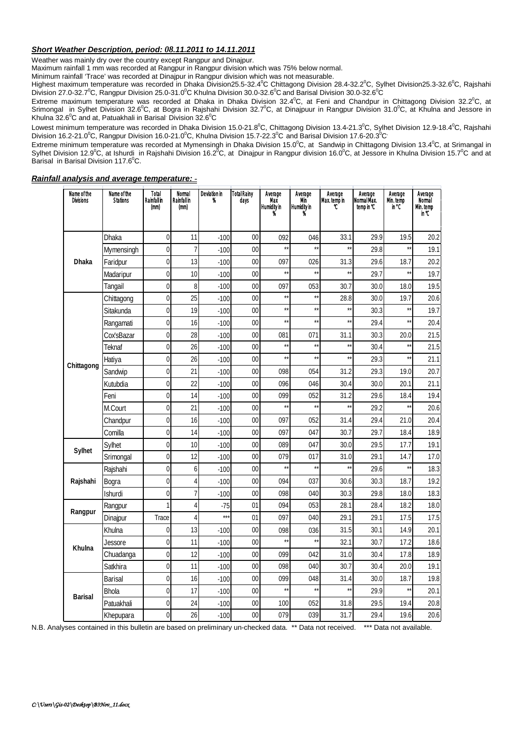### ***Short Weather Description, period: 08.11.2011 to 14.11.2011***

Weather was mainly dry over the country except Rangpur and Dinajpur.

Maximum rainfall 1 mm was recorded at Rangpur in Rangpur division which was 75% below normal.

Minimum rainfall 'Trace' was recorded at Dinajpur in Rangpur division which was not measurable.

Highest maximum temperature was recorded in Dhaka Division25.5-32.4$^0$C Chittagong Division 28.4-32.2$^0$C, Sylhet Division25.3-32.6$^0$C, Rajshahi Division 27.0-32.7$^0$C, Rangpur Division 25.0-31.0$^0$C Khulna Division 30.0-32.6$^0$C and Barisal Division 30.0-32.6$^0$C

Extreme maximum temperature was recorded at Dhaka in Dhaka Division 32.4$^0$C, at Feni and Chandpur in Chittagong Division 32.2$^0$C, at Srimongal in Sylhet Division 32.6$^0$C, at Bogra in Rajshahi Division 32.7$^0$C, at Dinajpuur in Rangpur Division 31.0$^0$C, at Khulna and Jessore in Khulna 32.6$^0$C and at, Patuakhali in Barisal Division 32.6$^0$C

Lowest minimum temperature was recorded in Dhaka Division 15.0-21.8$^0$C, Chittagong Division 13.4-21.3$^0$C, Sylhet Division 12.9-18.4$^0$C, Rajshahi Division 16.2-21.0$^0$C, Rangpur Division 16.0-21.0$^0$C, Khulna Division 15.7-22.3$^0$C and Barisal Division 17.6-20.3$^0$C.

Extreme minimum temperature was recorded at Mymensingh in Dhaka Division 15.0$^0$C, at Sandwip in Chittagong Division 13.4$^0$C, at Srimangal in Sylhet Division 12.9$^0$C, at Ishurdi in Rajshahi Division 16.2$^0$C, at Dinajpur in Rangpur division 16.0$^0$C, at Jessore in Khulna Division 15.7$^0$C and at Barisal in Barisal Division 117.6$^0$C.

### ***Rainfall analysis and average temperature: -***

| Name of the Divisions | Name of the Stations | Total Rainfall in (mm) | Normal Rainfall in (mm) | Deviation in % | Total Rainy days | Average Max Humidity in % | Average Min Humidity in % | Average Max. temp in °C | Average Normal Max. temp in °C | Average Min. temp in °C | Average Normal Min. temp in °C |
|---|---|---|---|---|---|---|---|---|---|---|---|
| Dhaka | Dhaka | 0 | 11 | -100 | 00 | 092 | 046 | 33.1 | 29.9 | 19.5 | 20.2 |
| | Mymensingh | 0 | 7 | -100 | 00 | ** | ** | ** | 29.8 | ** | 19.1 |
| | Faridpur | 0 | 13 | -100 | 00 | 097 | 026 | 31.3 | 29.6 | 18.7 | 20.2 |
| | Madaripur | 0 | 10 | -100 | 00 | ** | ** | ** | 29.7 | ** | 19.7 |
| | Tangail | 0 | 8 | -100 | 00 | 097 | 053 | 30.7 | 30.0 | 18.0 | 19.5 |
| Chittagong | Chittagong | 0 | 25 | -100 | 00 | ** | ** | 28.8 | 30.0 | 19.7 | 20.6 |
| | Sitakunda | 0 | 19 | -100 | 00 | ** | ** | ** | 30.3 | ** | 19.7 |
| | Rangamati | 0 | 16 | -100 | 00 | ** | ** | ** | 29.4 | ** | 20.4 |
| | Cox'sBazar | 0 | 28 | -100 | 00 | 081 | 071 | 31.1 | 30.3 | 20.0 | 21.5 |
| | Teknaf | 0 | 26 | -100 | 00 | ** | ** | ** | 30.4 | ** | 21.5 |
| | Hatiya | 0 | 26 | -100 | 00 | ** | ** | ** | 29.3 | ** | 21.1 |
| | Sandwip | 0 | 21 | -100 | 00 | 098 | 054 | 31.2 | 29.3 | 19.0 | 20.7 |
| | Kutubdia | 0 | 22 | -100 | 00 | 096 | 046 | 30.4 | 30.0 | 20.1 | 21.1 |
| | Feni | 0 | 14 | -100 | 00 | 099 | 052 | 31.2 | 29.6 | 18.4 | 19.4 |
| | M.Court | 0 | 21 | -100 | 00 | ** | ** | ** | 29.2 | ** | 20.6 |
| | Chandpur | 0 | 16 | -100 | 00 | 097 | 052 | 31.4 | 29.4 | 21.0 | 20.4 |
| | Comilla | 0 | 14 | -100 | 00 | 097 | 047 | 30.7 | 29.7 | 18.4 | 18.9 |
| Sylhet | Sylhet | 0 | 10 | -100 | 00 | 089 | 047 | 30.0 | 29.5 | 17.7 | 19.1 |
| | Srimongal | 0 | 12 | -100 | 00 | 079 | 017 | 31.0 | 29.1 | 14.7 | 17.0 |
| Rajshahi | Rajshahi | 0 | 6 | -100 | 00 | ** | ** | ** | 29.6 | ** | 18.3 |
| | Bogra | 0 | 4 | -100 | 00 | 094 | 037 | 30.6 | 30.3 | 18.7 | 19.2 |
| | Ishurdi | 0 | 7 | -100 | 00 | 098 | 040 | 30.3 | 29.8 | 18.0 | 18.3 |
| Rangpur | Rangpur | 1 | 4 | -75 | 01 | 094 | 053 | 28.1 | 28.4 | 18.2 | 18.0 |
| | Dinajpur | Trace | 4 | *** | 01 | 097 | 040 | 29.1 | 29.1 | 17.5 | 17.5 |
| Khulna | Khulna | 0 | 13 | -100 | 00 | 098 | 036 | 31.5 | 30.1 | 14.9 | 20.1 |
| | Jessore | 0 | 11 | -100 | 00 | ** | ** | 32.1 | 30.7 | 17.2 | 18.6 |
| | Chuadanga | 0 | 12 | -100 | 00 | 099 | 042 | 31.0 | 30.4 | 17.8 | 18.9 |
| | Satkhira | 0 | 11 | -100 | 00 | 098 | 040 | 30.7 | 30.4 | 20.0 | 19.1 |
| Barisal | Barisal | 0 | 16 | -100 | 00 | 099 | 048 | 31.4 | 30.0 | 18.7 | 19.8 |
| | Bhola | 0 | 17 | -100 | 00 | ** | ** | ** | 29.9 | ** | 20.1 |
| | Patuakhali | 0 | 24 | -100 | 00 | 100 | 052 | 31.8 | 29.5 | 19.4 | 20.8 |
| | Khepupara | 0 | 26 | -100 | 00 | 079 | 039 | 31.7 | 29.4 | 19.6 | 20.6 |

N.B. Analyses contained in this bulletin are based on preliminary un-checked data. ** Data not received. *** Data not available.

*C:\Users\Gis-02\Desktop\B3Nov_11.docx*